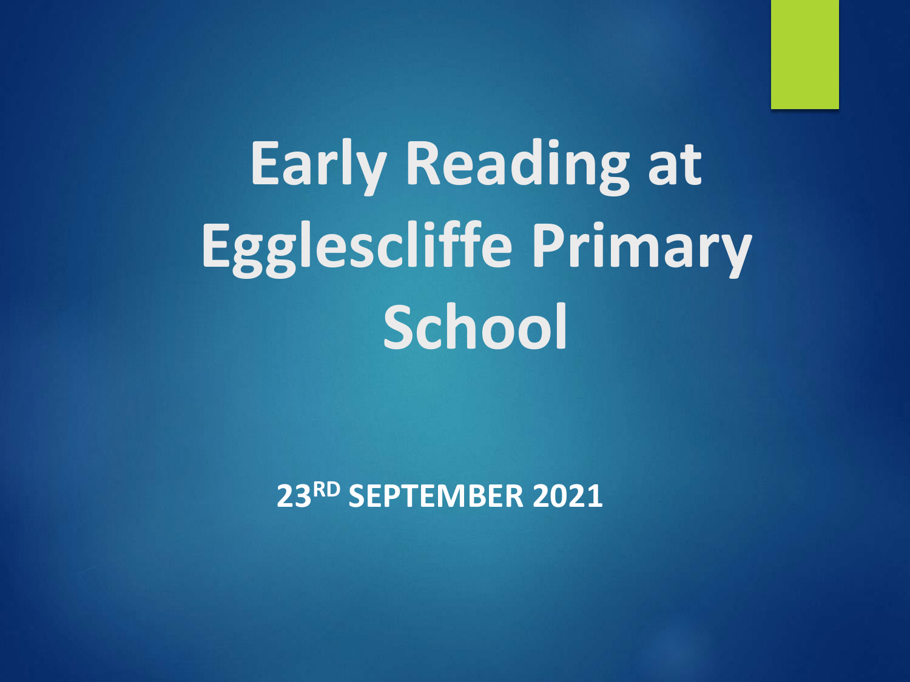# Early Reading at Egglescliffe Primary School

**23RD SEPTEMBER 2021**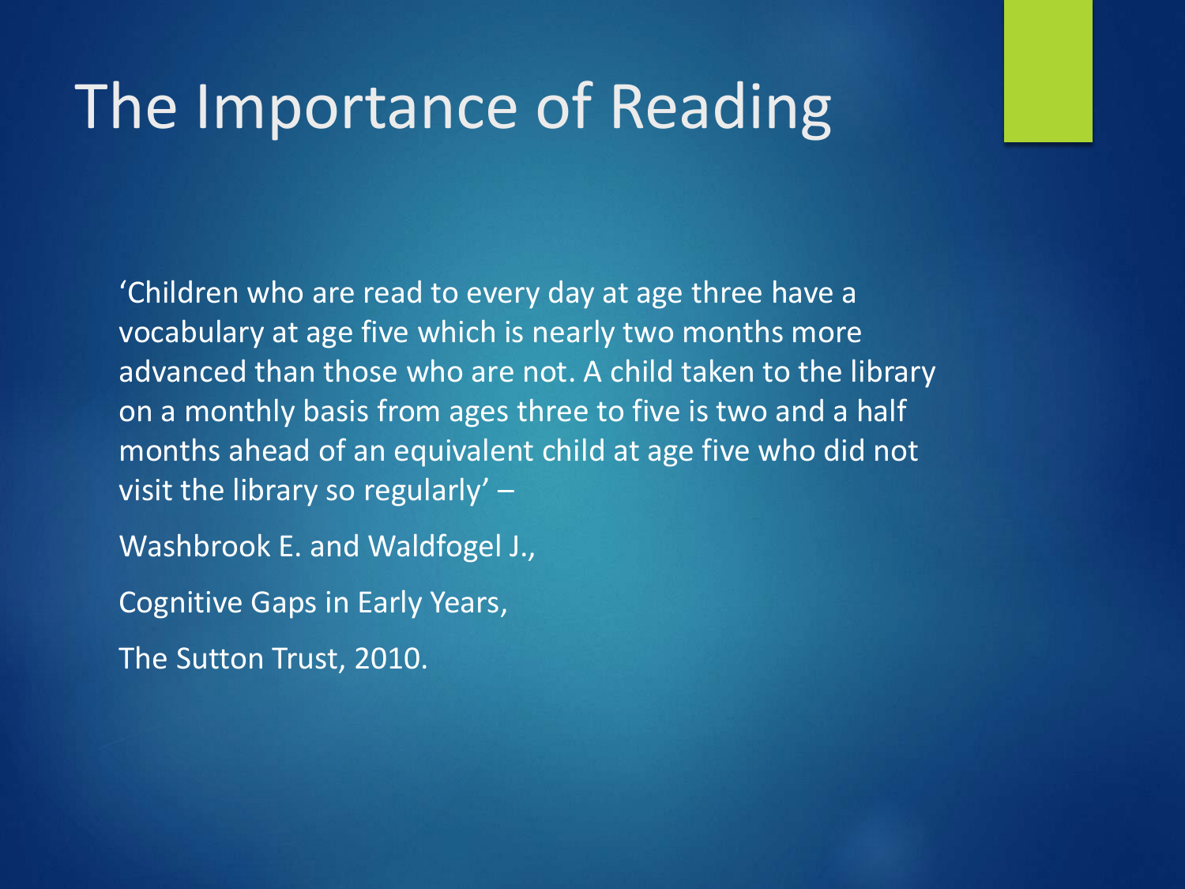# The Importance of Reading

'Children who are read to every day at age three have a vocabulary at age five which is nearly two months more advanced than those who are not. A child taken to the library on a monthly basis from ages three to five is two and a half months ahead of an equivalent child at age five who did not visit the library so regularly' –

Washbrook E. and Waldfogel J.,

Cognitive Gaps in Early Years,

The Sutton Trust, 2010.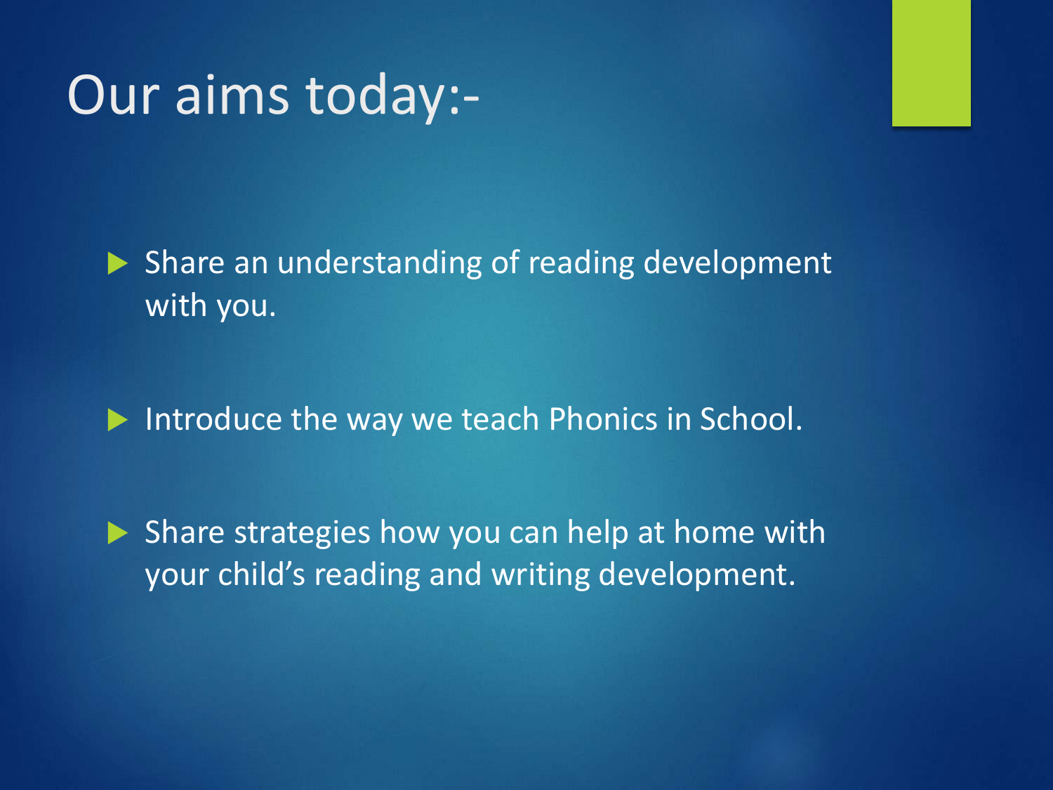# Our aims today:-

- Share an understanding of reading development with you.
- Introduce the way we teach Phonics in School.
- Share strategies how you can help at home with your child's reading and writing development.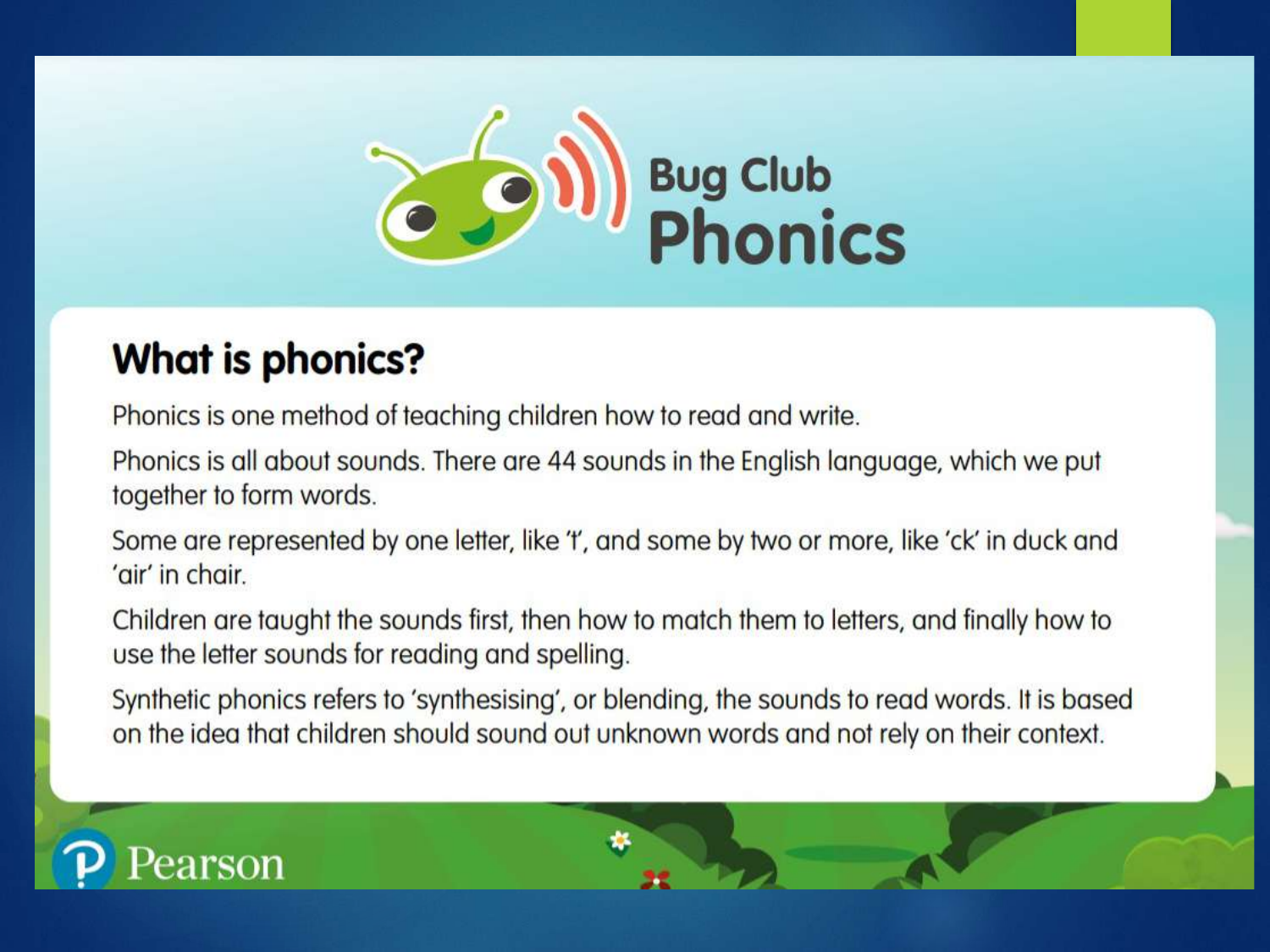# Bug Club Phonics

## What is phonics?

Phonics is one method of teaching children how to read and write.

Phonics is all about sounds. There are 44 sounds in the English language, which we put together to form words.

Some are represented by one letter, like 't', and some by two or more, like 'ck' in duck and 'air' in chair.

Children are taught the sounds first, then how to match them to letters, and finally how to use the letter sounds for reading and spelling.

Synthetic phonics refers to 'synthesising', or blending, the sounds to read words. It is based on the idea that children should sound out unknown words and not rely on their context.

Pearson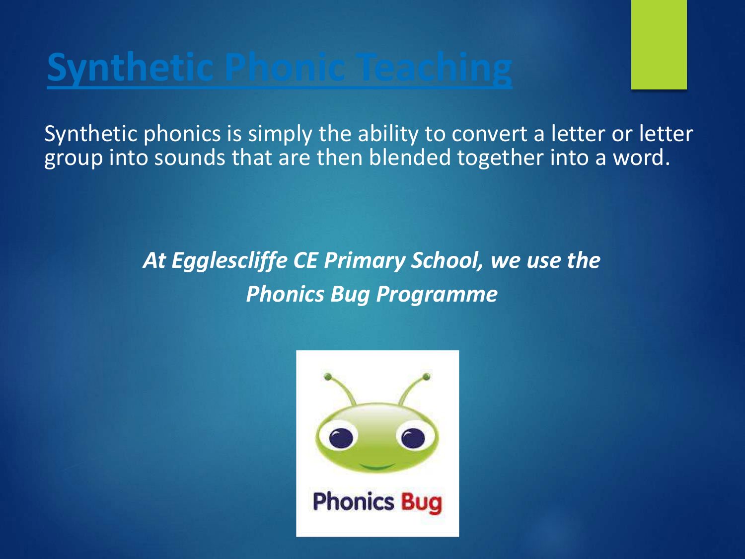# Synthetic Phonic Teaching

Synthetic phonics is simply the ability to convert a letter or letter group into sounds that are then blended together into a word.

***At Egglescliffe CE Primary School, we use the Phonics Bug Programme***

Phonics Bug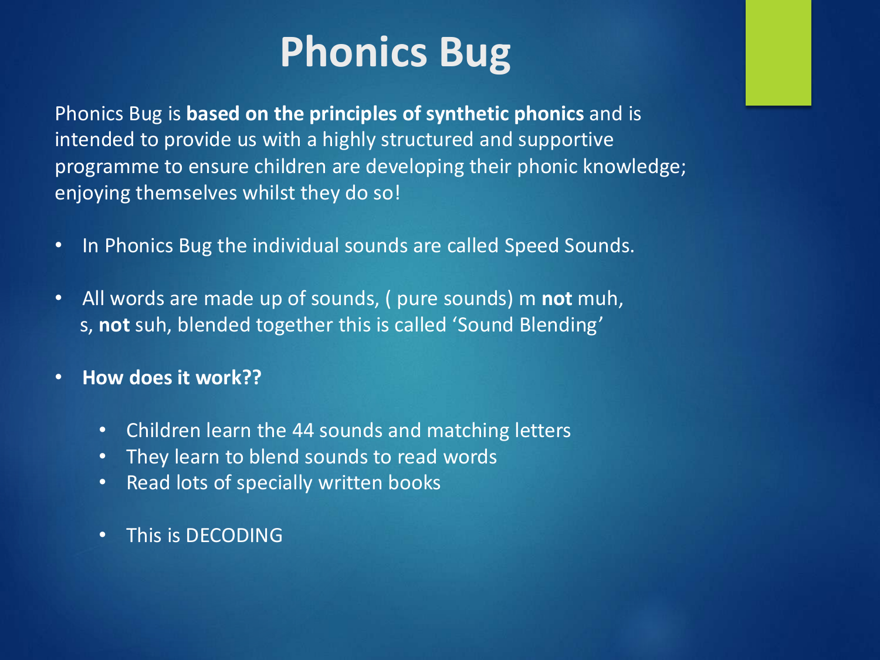# Phonics Bug

Phonics Bug is **based on the principles of synthetic phonics** and is intended to provide us with a highly structured and supportive programme to ensure children are developing their phonic knowledge; enjoying themselves whilst they do so!

- In Phonics Bug the individual sounds are called Speed Sounds.
- All words are made up of sounds, ( pure sounds) m **not** muh, s, **not** suh, blended together this is called 'Sound Blending'
- **How does it work??**
  - Children learn the 44 sounds and matching letters
  - They learn to blend sounds to read words
  - Read lots of specially written books
  - This is DECODING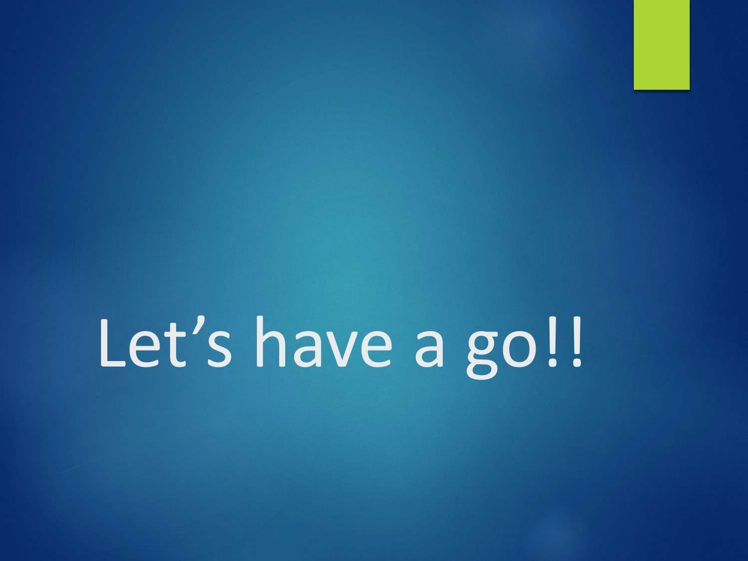# Let’s have a go!!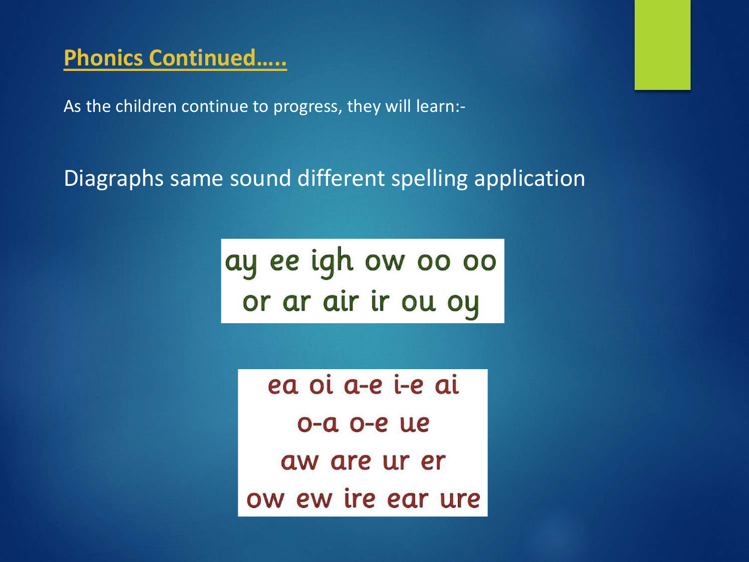## Phonics Continued…..

As the children continue to progress, they will learn:-

Diagraphs same sound different spelling application

ay ee igh ow oo oo
or ar air ir ou oy

ea oi a-e i-e ai
o-a o-e ue
aw are ur er
ow ew ire ear ure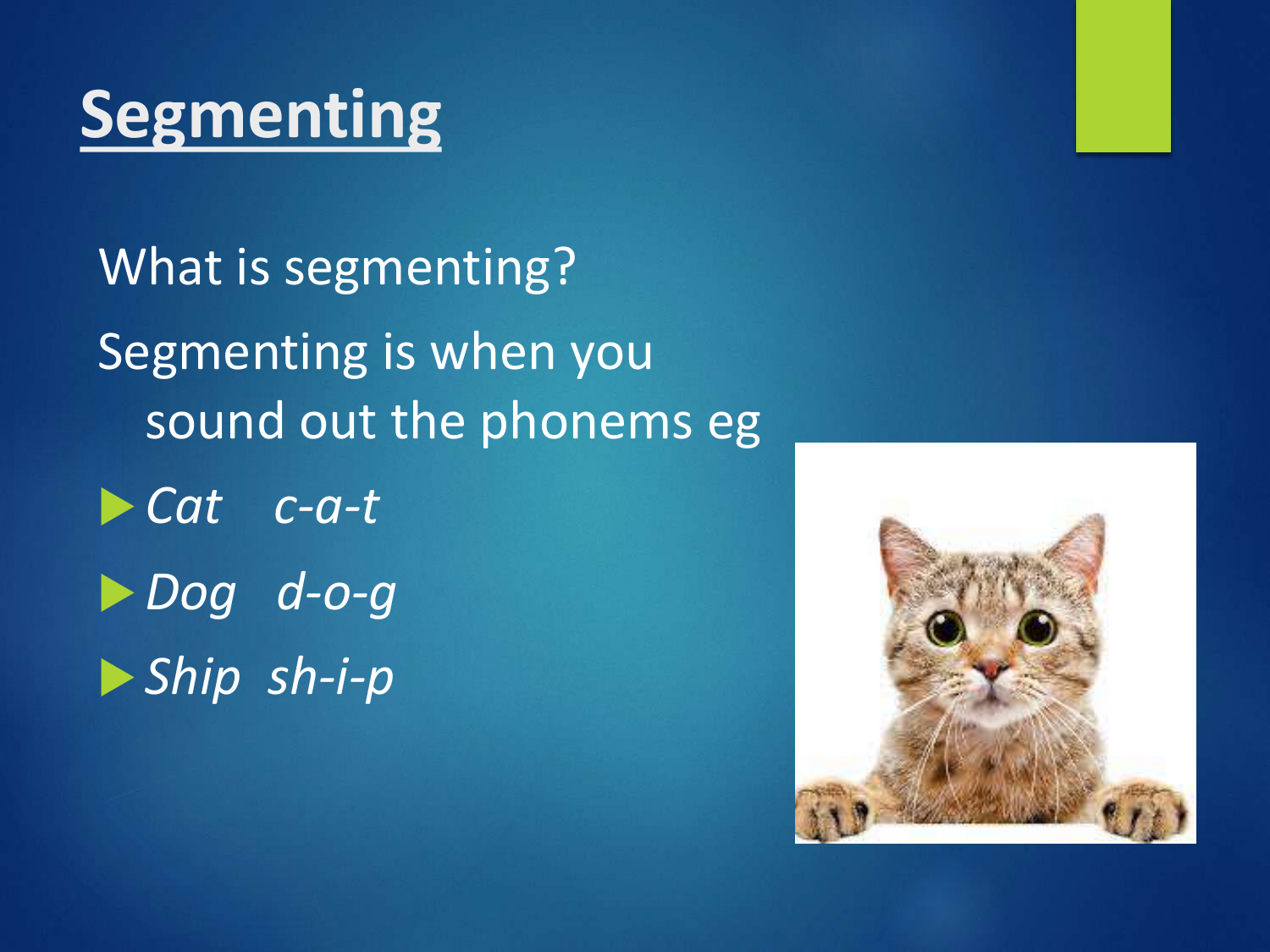# Segmenting

What is segmenting?

Segmenting is when you sound out the phonems eg

- *Cat c-a-t*
- *Dog d-o-g*
- *Ship sh-i-p*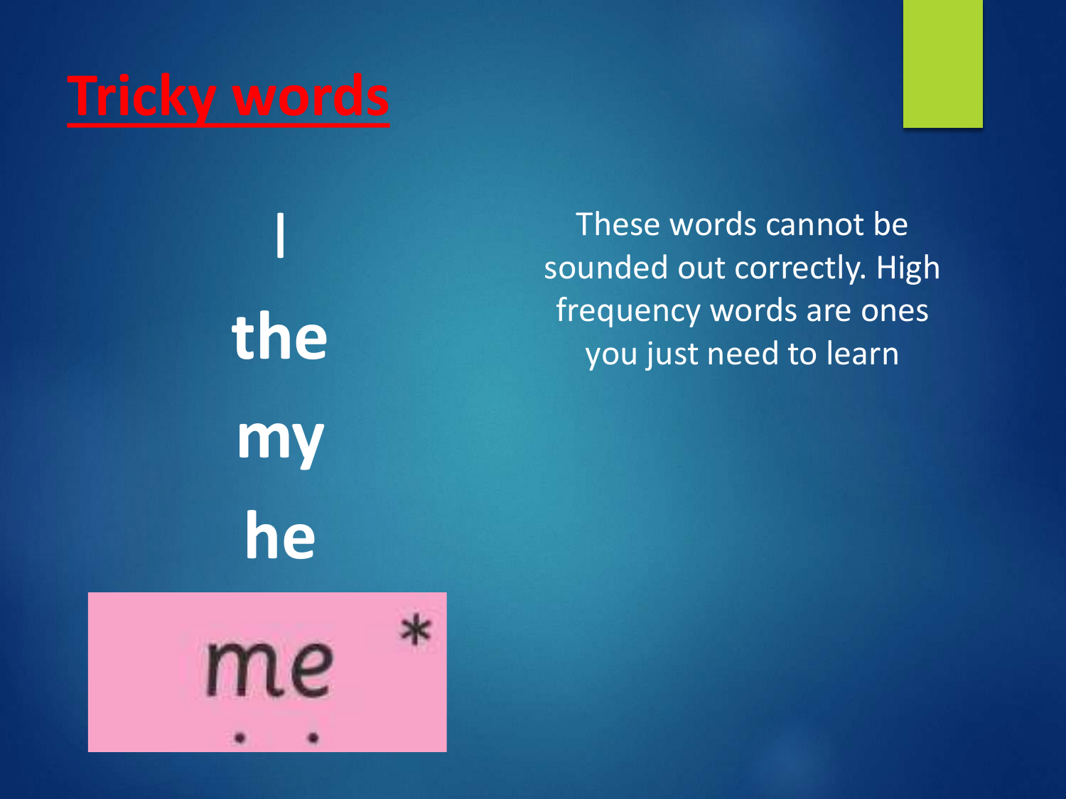# Tricky words

I

the

my

he

me *

These words cannot be sounded out correctly. High frequency words are ones you just need to learn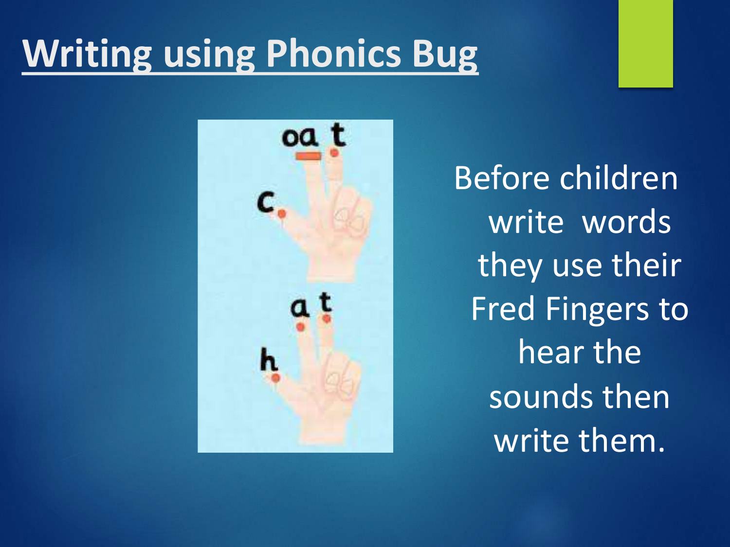# Writing using Phonics Bug

Before children write words they use their Fred Fingers to hear the sounds then write them.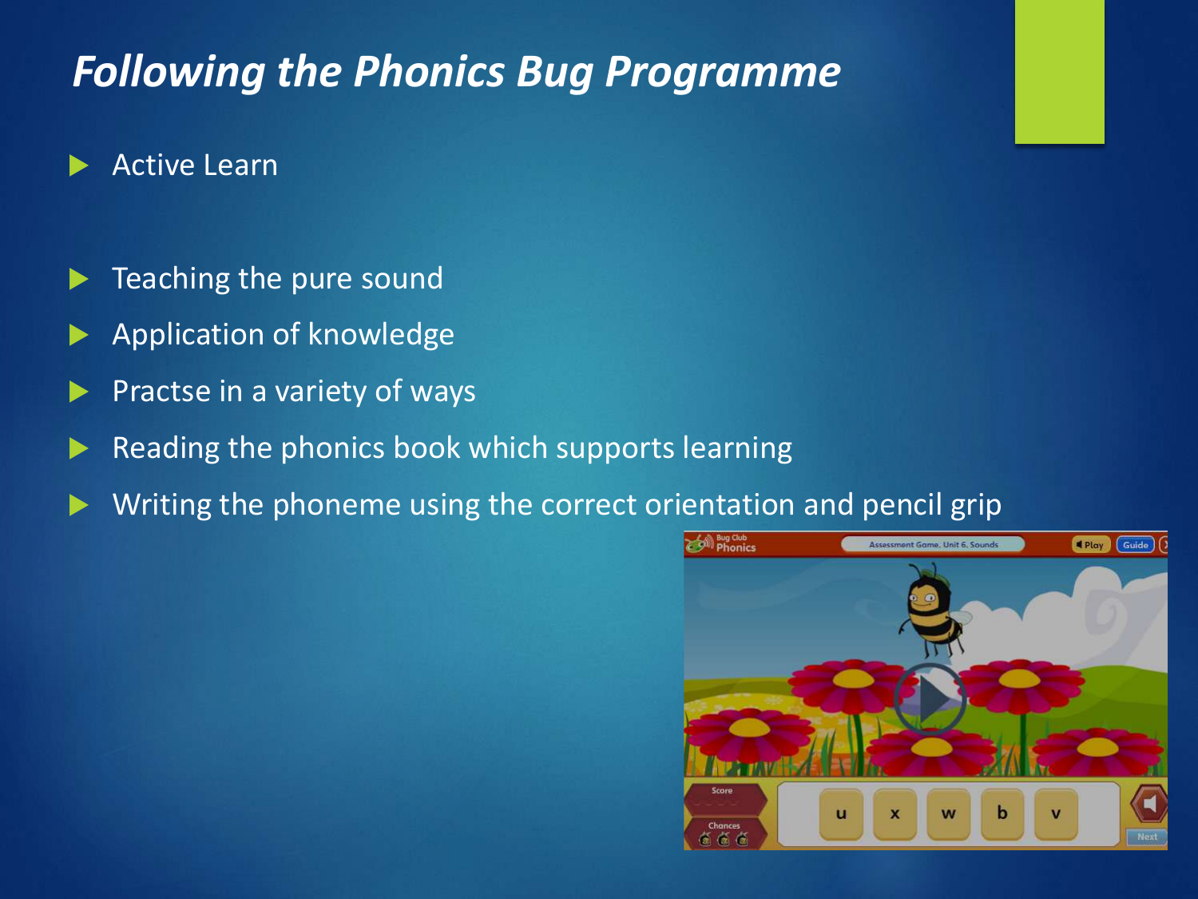# *Following the Phonics Bug Programme*

- Active Learn

- Teaching the pure sound
- Application of knowledge
- Practse in a variety of ways
- Reading the phonics book which supports learning
- Writing the phoneme using the correct orientation and pencil grip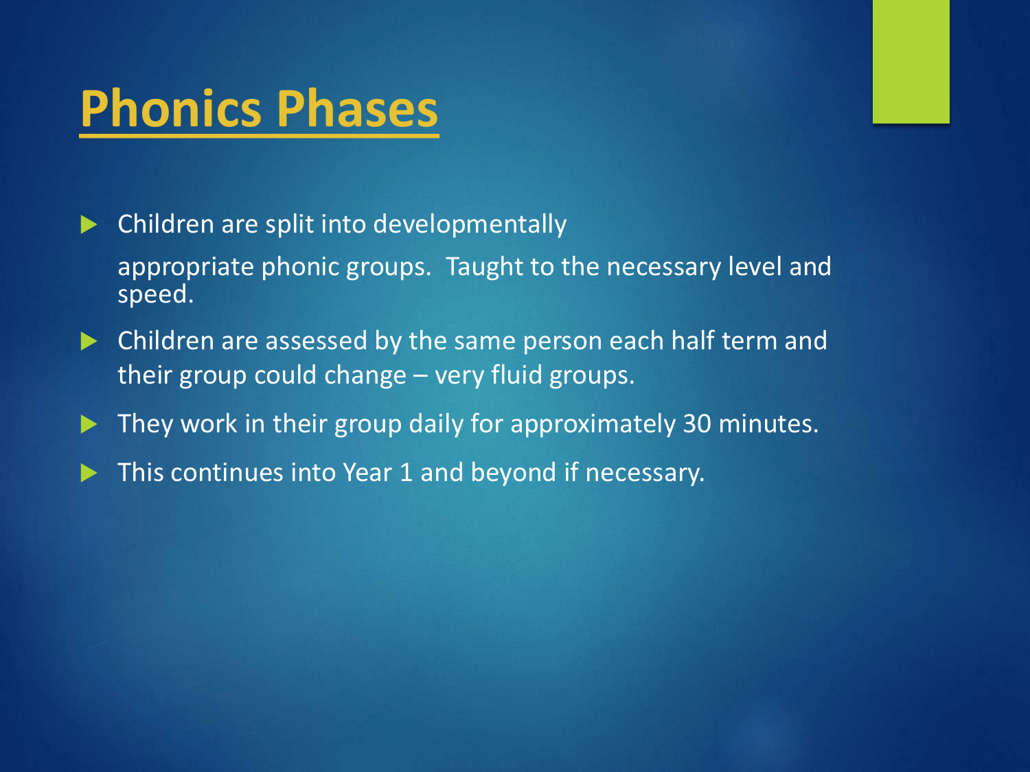# Phonics Phases

- Children are split into developmentally appropriate phonic groups. Taught to the necessary level and speed.
- Children are assessed by the same person each half term and their group could change – very fluid groups.
- They work in their group daily for approximately 30 minutes.
- This continues into Year 1 and beyond if necessary.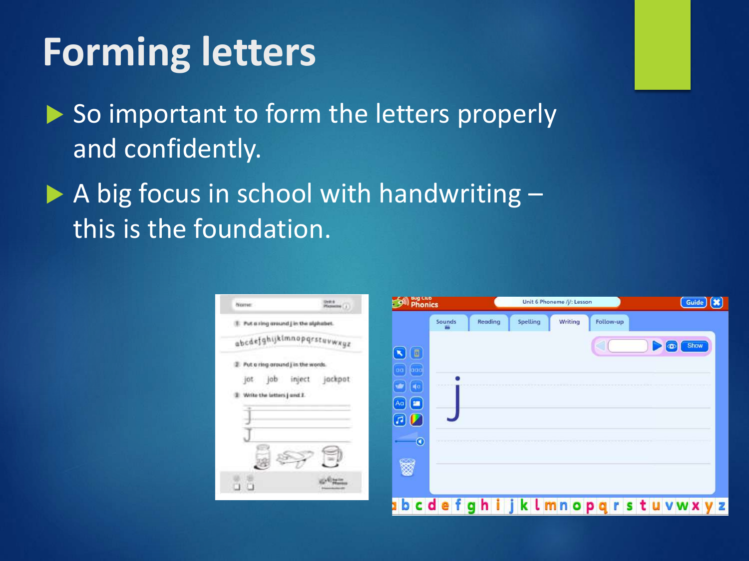# Forming letters

- So important to form the letters properly and confidently.
- A big focus in school with handwriting – this is the foundation.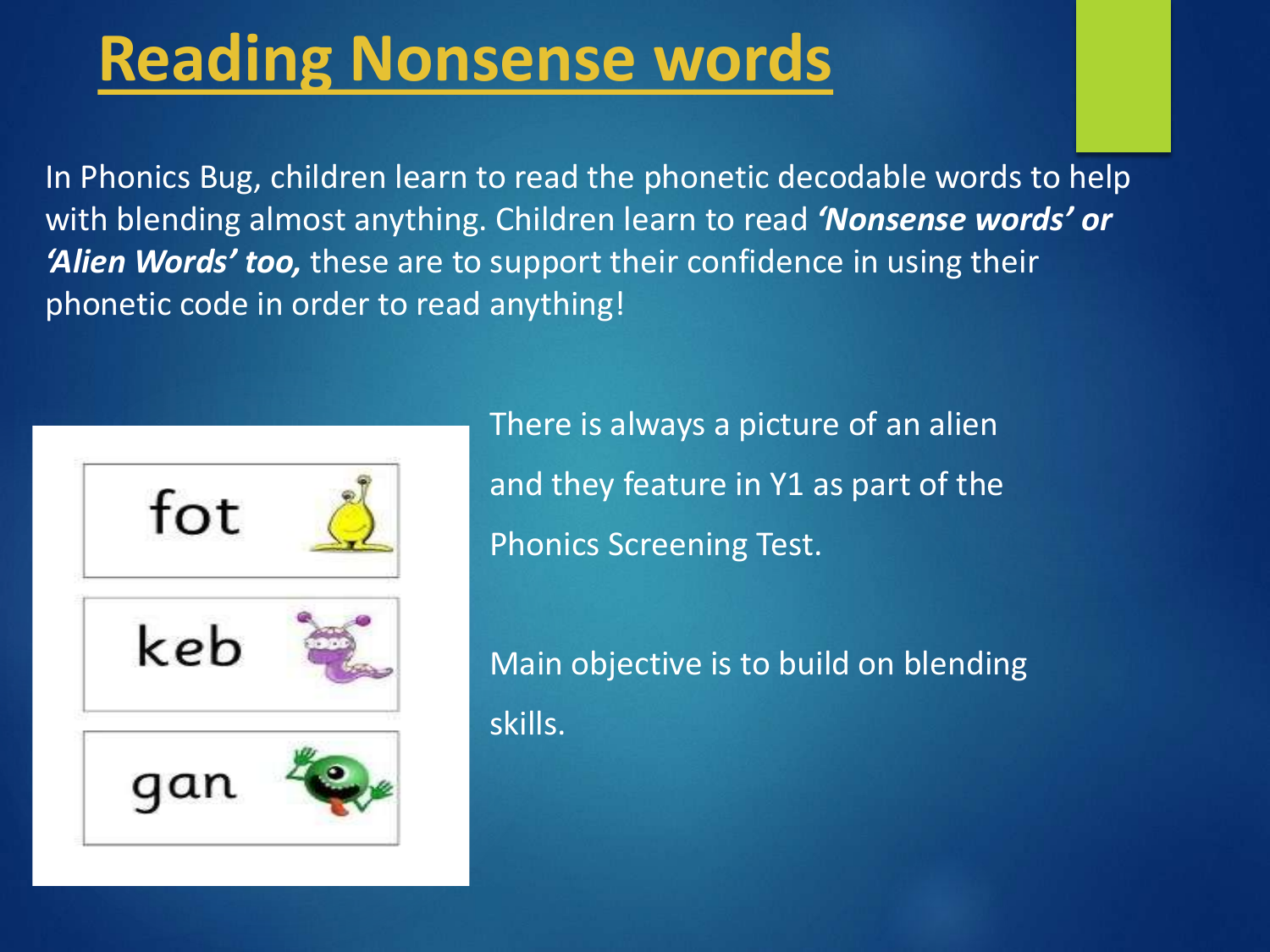# Reading Nonsense words

In Phonics Bug, children learn to read the phonetic decodable words to help with blending almost anything. Children learn to read ***'Nonsense words' or 'Alien Words' too,*** these are to support their confidence in using their phonetic code in order to read anything!

fot

keb

gan

There is always a picture of an alien and they feature in Y1 as part of the Phonics Screening Test.

Main objective is to build on blending skills.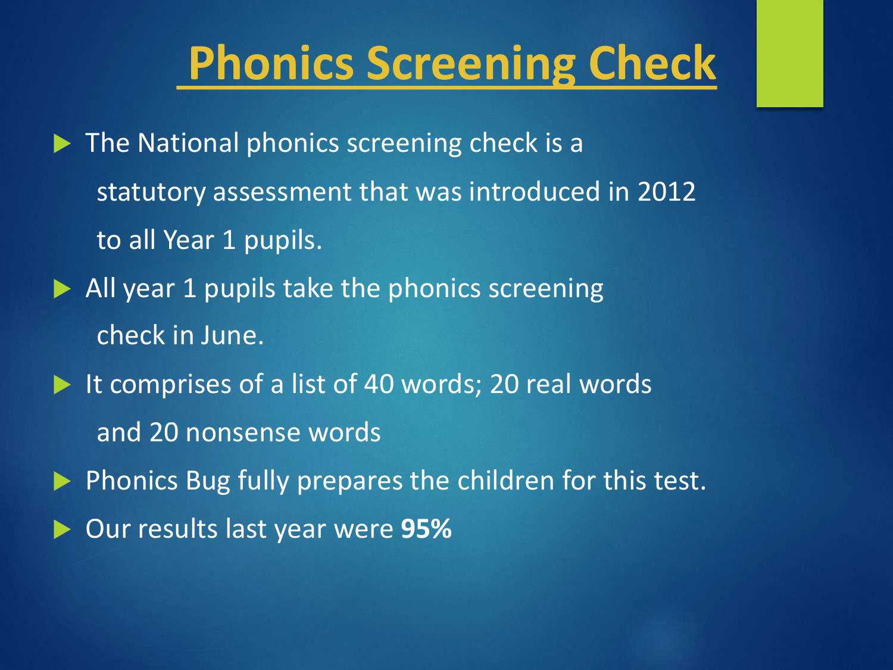# Phonics Screening Check

- The National phonics screening check is a statutory assessment that was introduced in 2012 to all Year 1 pupils.
- All year 1 pupils take the phonics screening check in June.
- It comprises of a list of 40 words; 20 real words and 20 nonsense words
- Phonics Bug fully prepares the children for this test.
- Our results last year were **95%**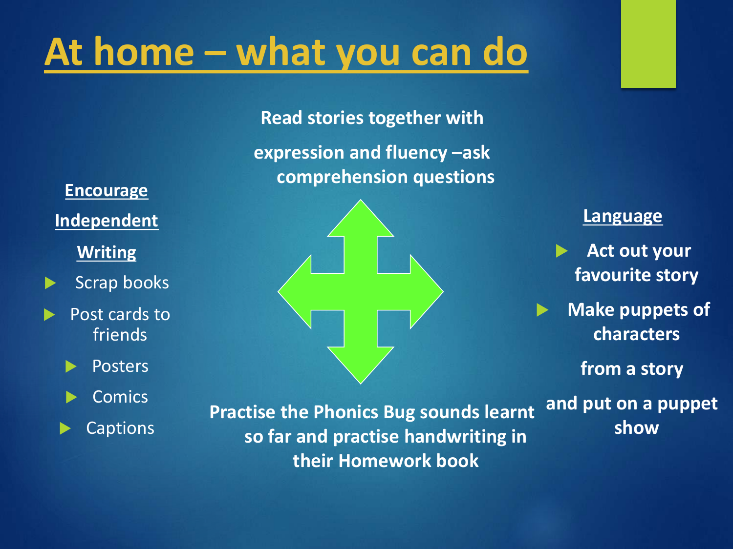# At home – what you can do

**Read stories together with**

**expression and fluency –ask comprehension questions**

**Encourage**

**Independent**

**Writing**

- Scrap books
- Post cards to friends
- Posters
- Comics
- Captions

**Language**

- **Act out your favourite story**
- **Make puppets of characters**

**from a story**

**and put on a puppet show**

**Practise the Phonics Bug sounds learnt so far and practise handwriting in their Homework book**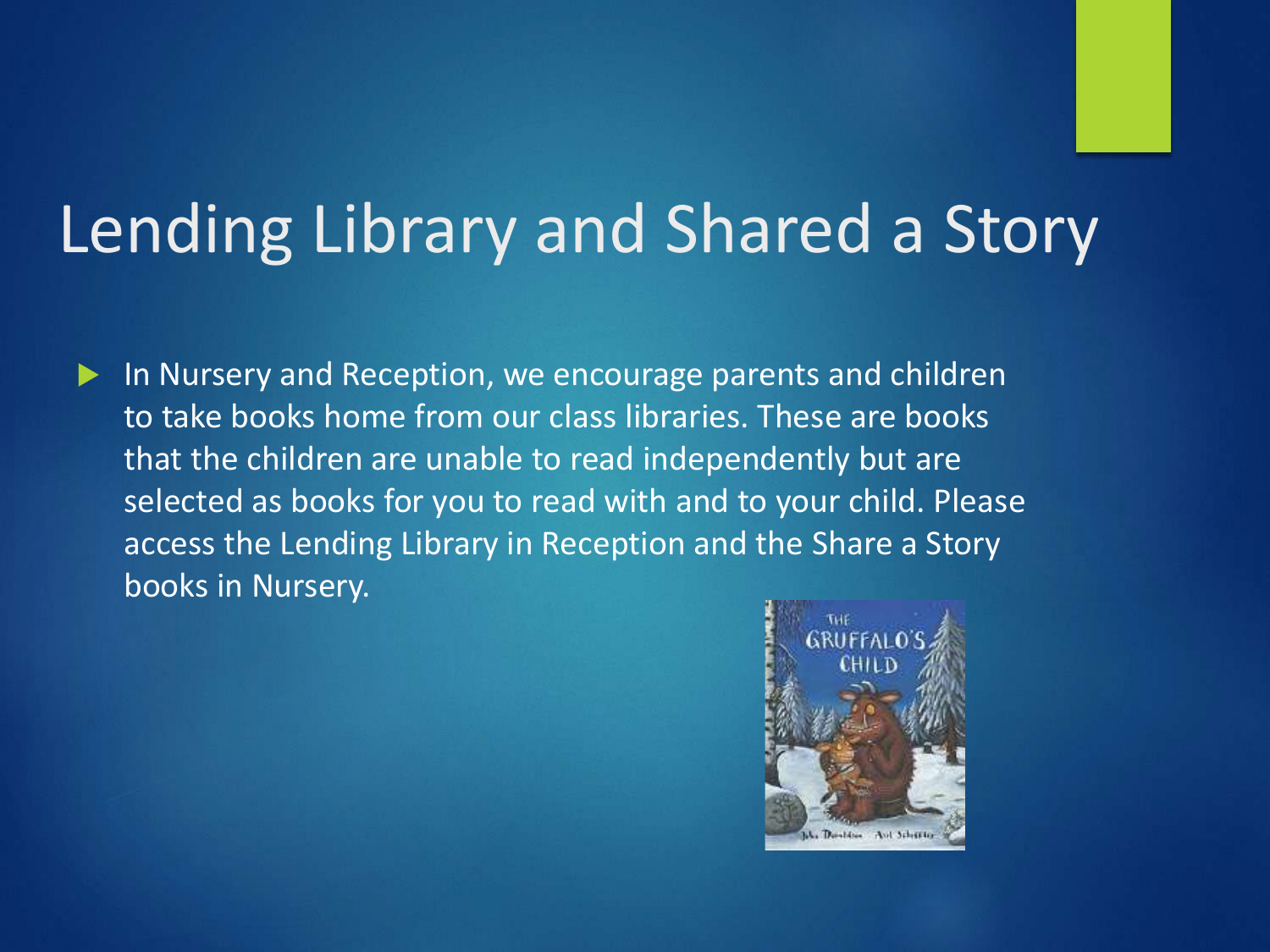# Lending Library and Shared a Story

- In Nursery and Reception, we encourage parents and children to take books home from our class libraries. These are books that the children are unable to read independently but are selected as books for you to read with and to your child. Please access the Lending Library in Reception and the Share a Story books in Nursery.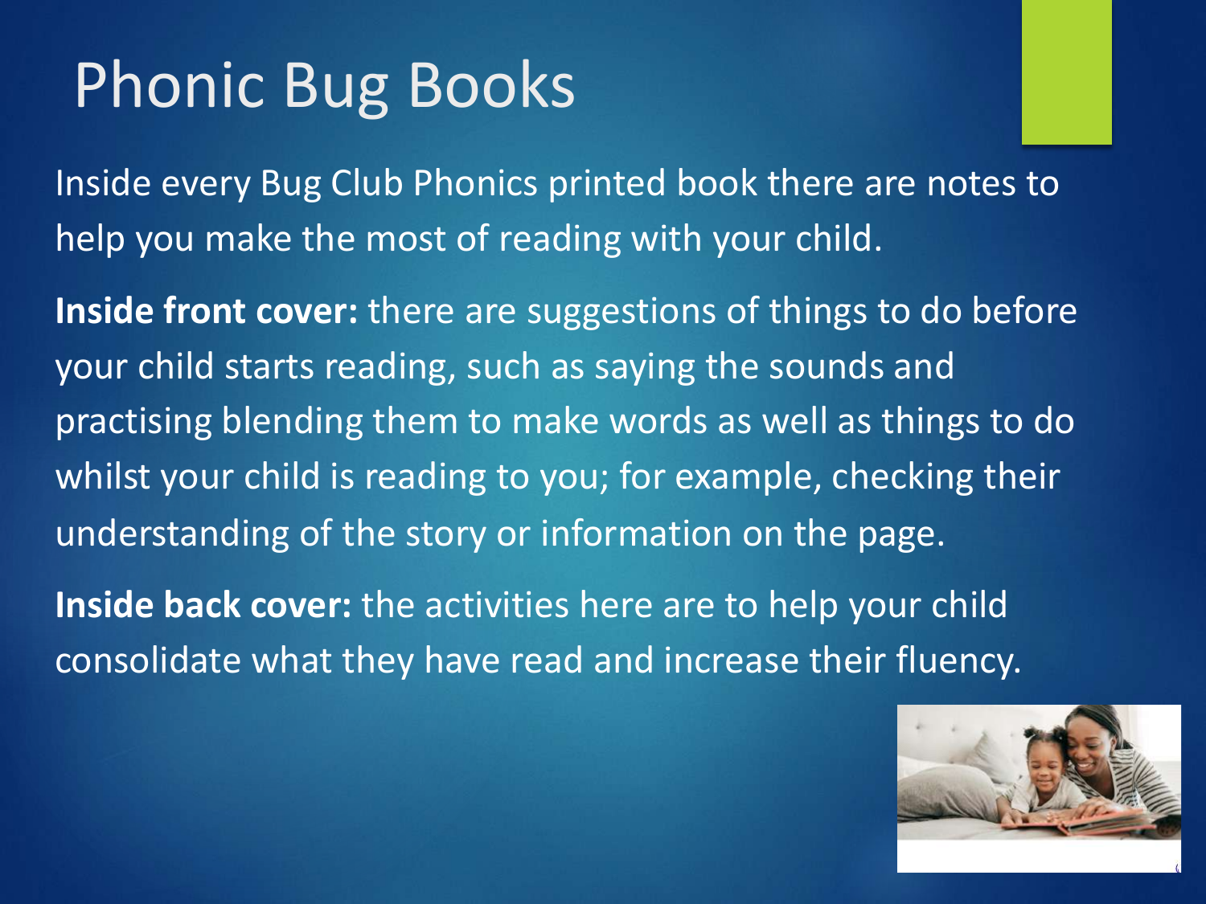# Phonic Bug Books

Inside every Bug Club Phonics printed book there are notes to help you make the most of reading with your child.

**Inside front cover:** there are suggestions of things to do before your child starts reading, such as saying the sounds and practising blending them to make words as well as things to do whilst your child is reading to you; for example, checking their understanding of the story or information on the page.

**Inside back cover:** the activities here are to help your child consolidate what they have read and increase their fluency.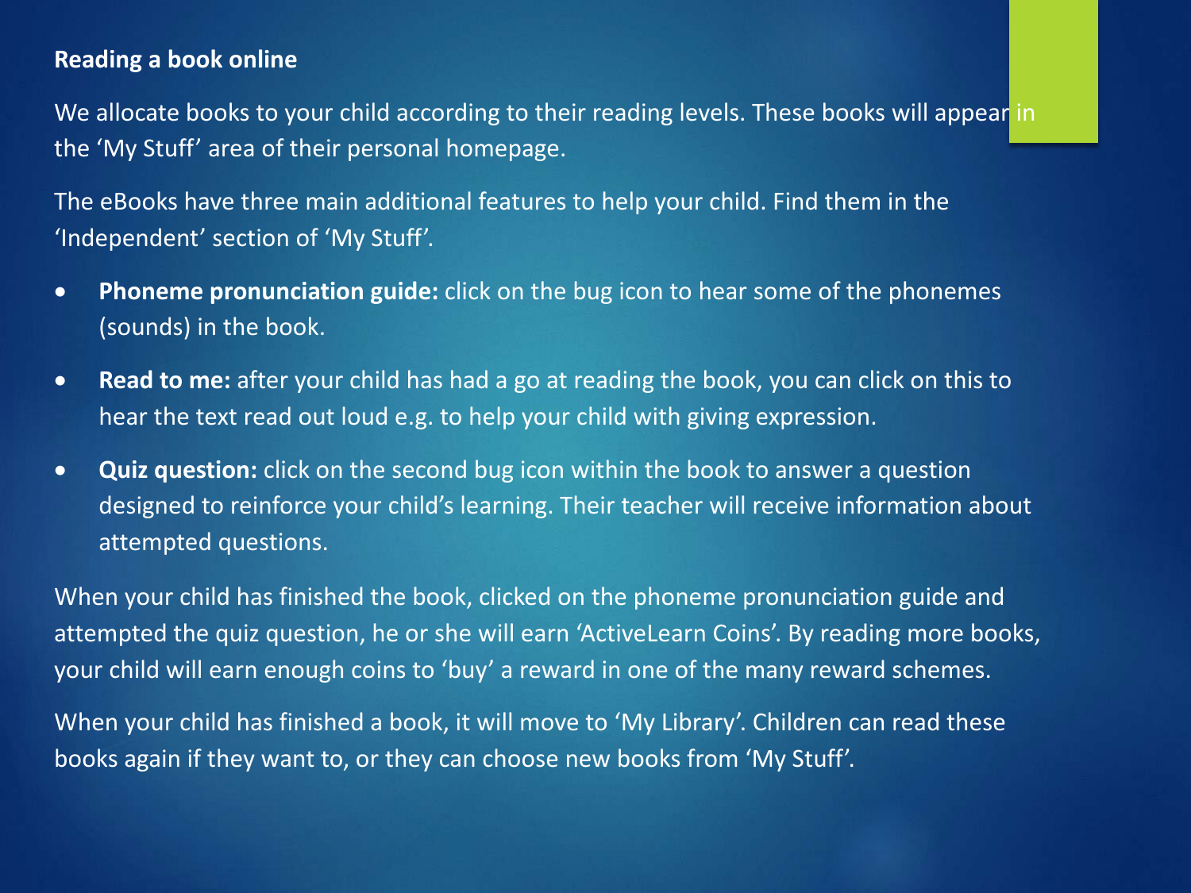**Reading a book online**

We allocate books to your child according to their reading levels. These books will appear in the 'My Stuff' area of their personal homepage.

The eBooks have three main additional features to help your child. Find them in the 'Independent' section of 'My Stuff'.

- **Phoneme pronunciation guide:** click on the bug icon to hear some of the phonemes (sounds) in the book.
- **Read to me:** after your child has had a go at reading the book, you can click on this to hear the text read out loud e.g. to help your child with giving expression.
- **Quiz question:** click on the second bug icon within the book to answer a question designed to reinforce your child's learning. Their teacher will receive information about attempted questions.

When your child has finished the book, clicked on the phoneme pronunciation guide and attempted the quiz question, he or she will earn 'ActiveLearn Coins'. By reading more books, your child will earn enough coins to 'buy' a reward in one of the many reward schemes.

When your child has finished a book, it will move to 'My Library'. Children can read these books again if they want to, or they can choose new books from 'My Stuff'.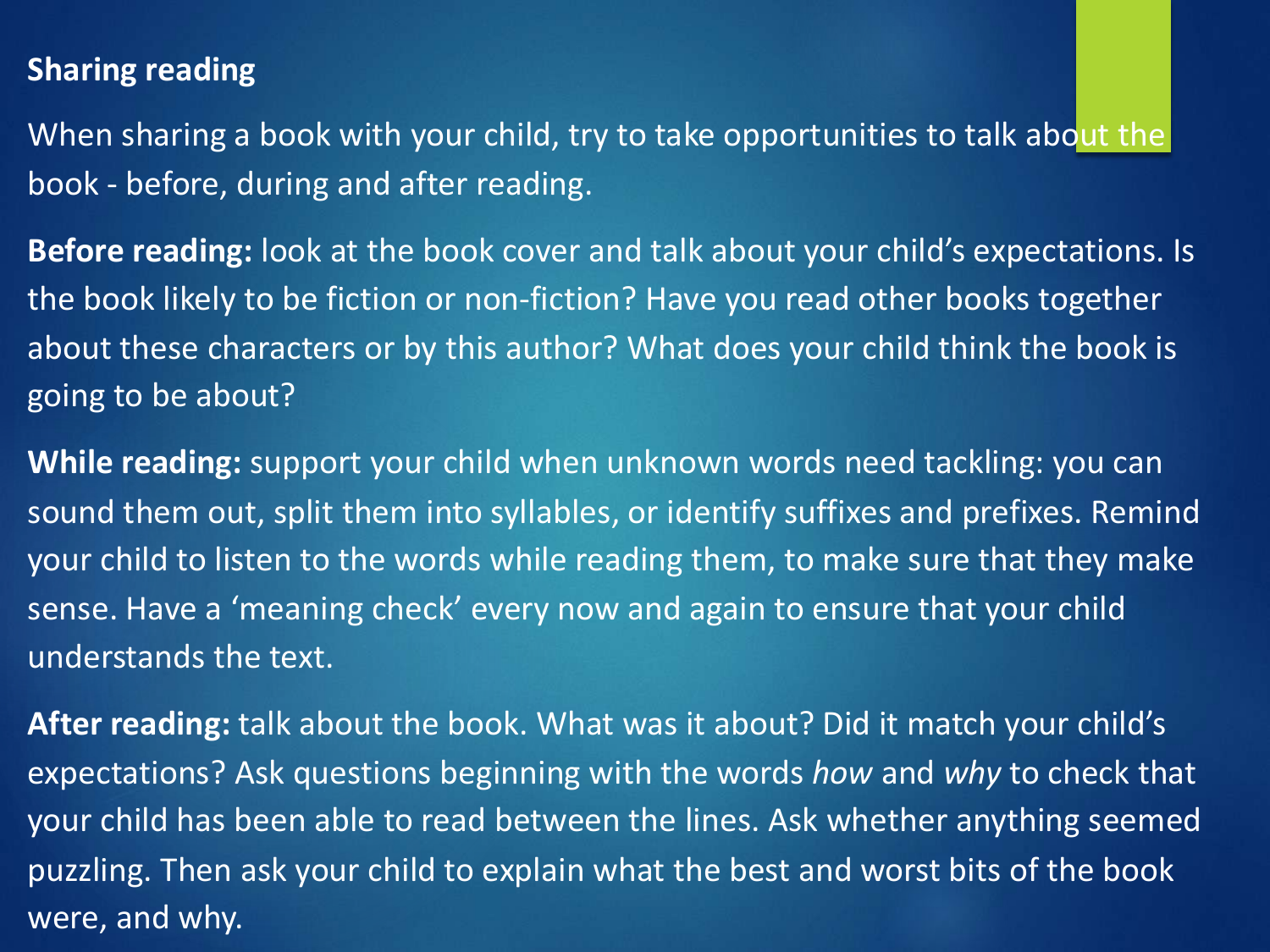## Sharing reading

When sharing a book with your child, try to take opportunities to talk about the book - before, during and after reading.

**Before reading:** look at the book cover and talk about your child's expectations. Is the book likely to be fiction or non-fiction? Have you read other books together about these characters or by this author? What does your child think the book is going to be about?

**While reading:** support your child when unknown words need tackling: you can sound them out, split them into syllables, or identify suffixes and prefixes. Remind your child to listen to the words while reading them, to make sure that they make sense. Have a 'meaning check' every now and again to ensure that your child understands the text.

**After reading:** talk about the book. What was it about? Did it match your child's expectations? Ask questions beginning with the words *how* and *why* to check that your child has been able to read between the lines. Ask whether anything seemed puzzling. Then ask your child to explain what the best and worst bits of the book were, and why.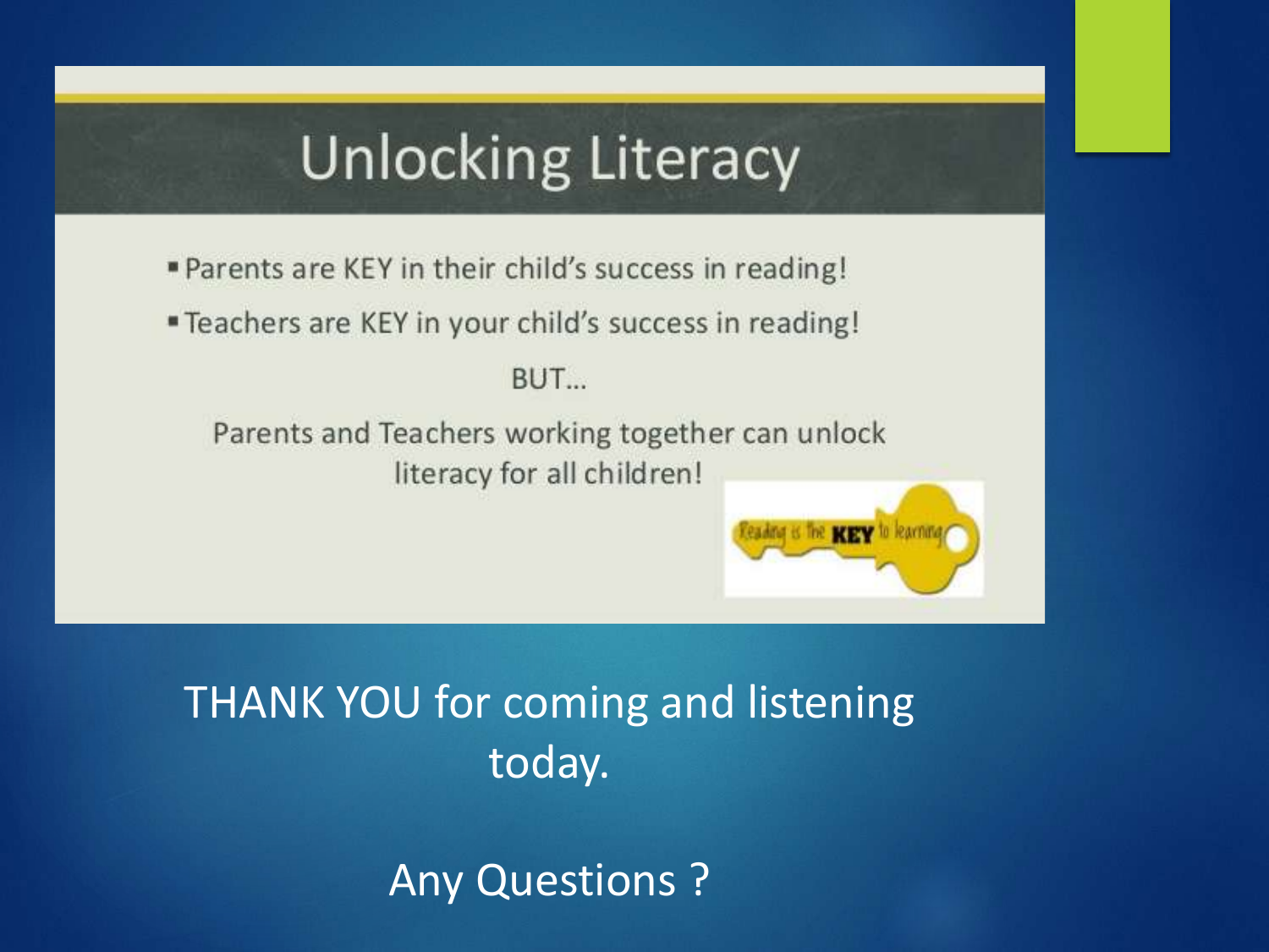# Unlocking Literacy

- Parents are KEY in their child's success in reading!
- Teachers are KEY in your child's success in reading!

BUT...

Parents and Teachers working together can unlock literacy for all children!

Reading is the KEY to learning

THANK YOU for coming and listening today.

Any Questions ?